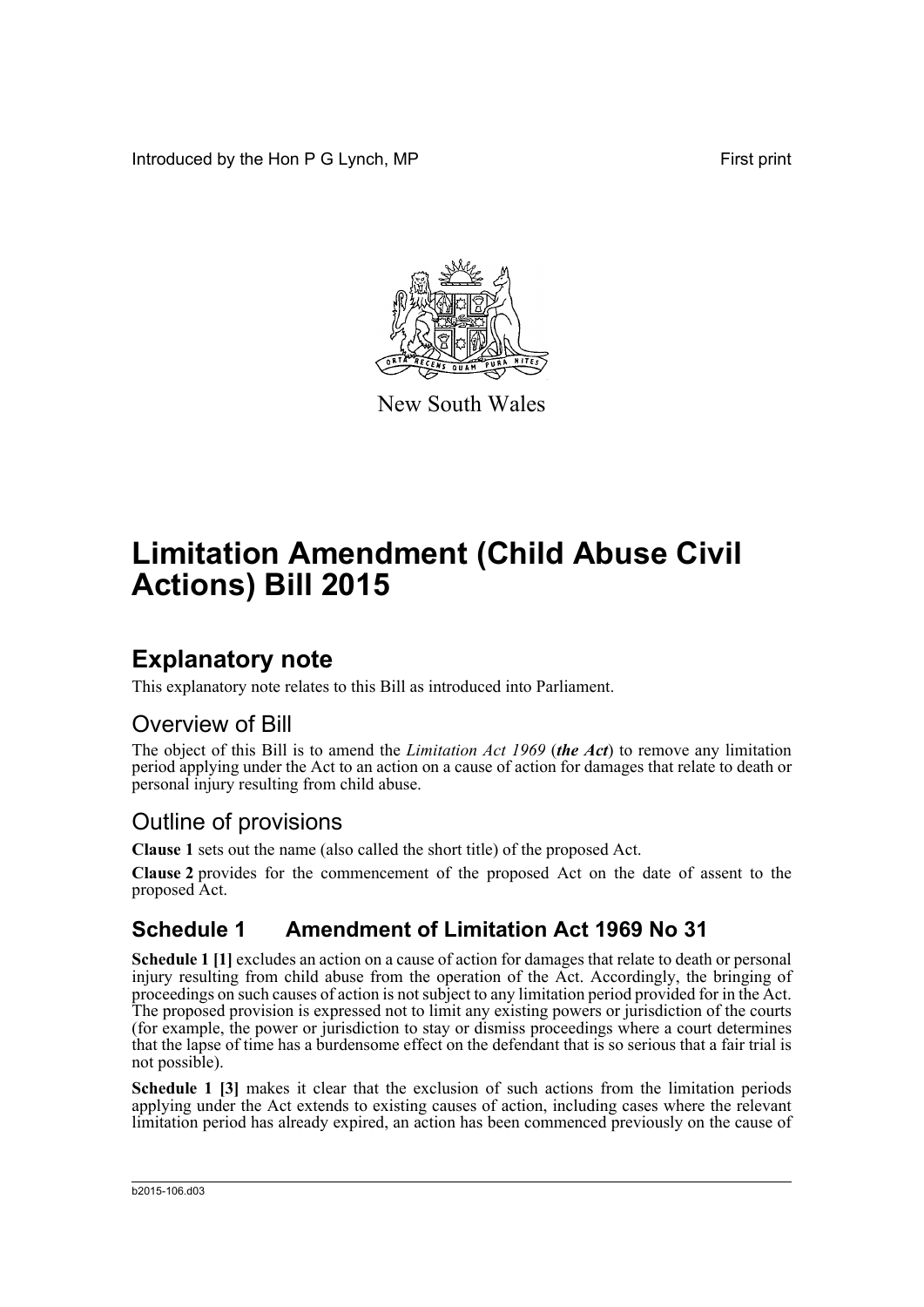Introduced by the Hon P G Lynch, MP

First print

New South Wales

# Limitation Amendment (Child Abuse Civil Actions) Bill 2015

## Explanatory note

This explanatory note relates to this Bill as introduced into Parliament.

### Overview of Bill

The object of this Bill is to amend the *Limitation Act 1969* (***the Act***) to remove any limitation period applying under the Act to an action on a cause of action for damages that relate to death or personal injury resulting from child abuse.

### Outline of provisions

**Clause 1** sets out the name (also called the short title) of the proposed Act.

**Clause 2** provides for the commencement of the proposed Act on the date of assent to the proposed Act.

## Schedule 1 Amendment of Limitation Act 1969 No 31

**Schedule 1 [1]** excludes an action on a cause of action for damages that relate to death or personal injury resulting from child abuse from the operation of the Act. Accordingly, the bringing of proceedings on such causes of action is not subject to any limitation period provided for in the Act. The proposed provision is expressed not to limit any existing powers or jurisdiction of the courts (for example, the power or jurisdiction to stay or dismiss proceedings where a court determines that the lapse of time has a burdensome effect on the defendant that is so serious that a fair trial is not possible).

**Schedule 1 [3]** makes it clear that the exclusion of such actions from the limitation periods applying under the Act extends to existing causes of action, including cases where the relevant limitation period has already expired, an action has been commenced previously on the cause of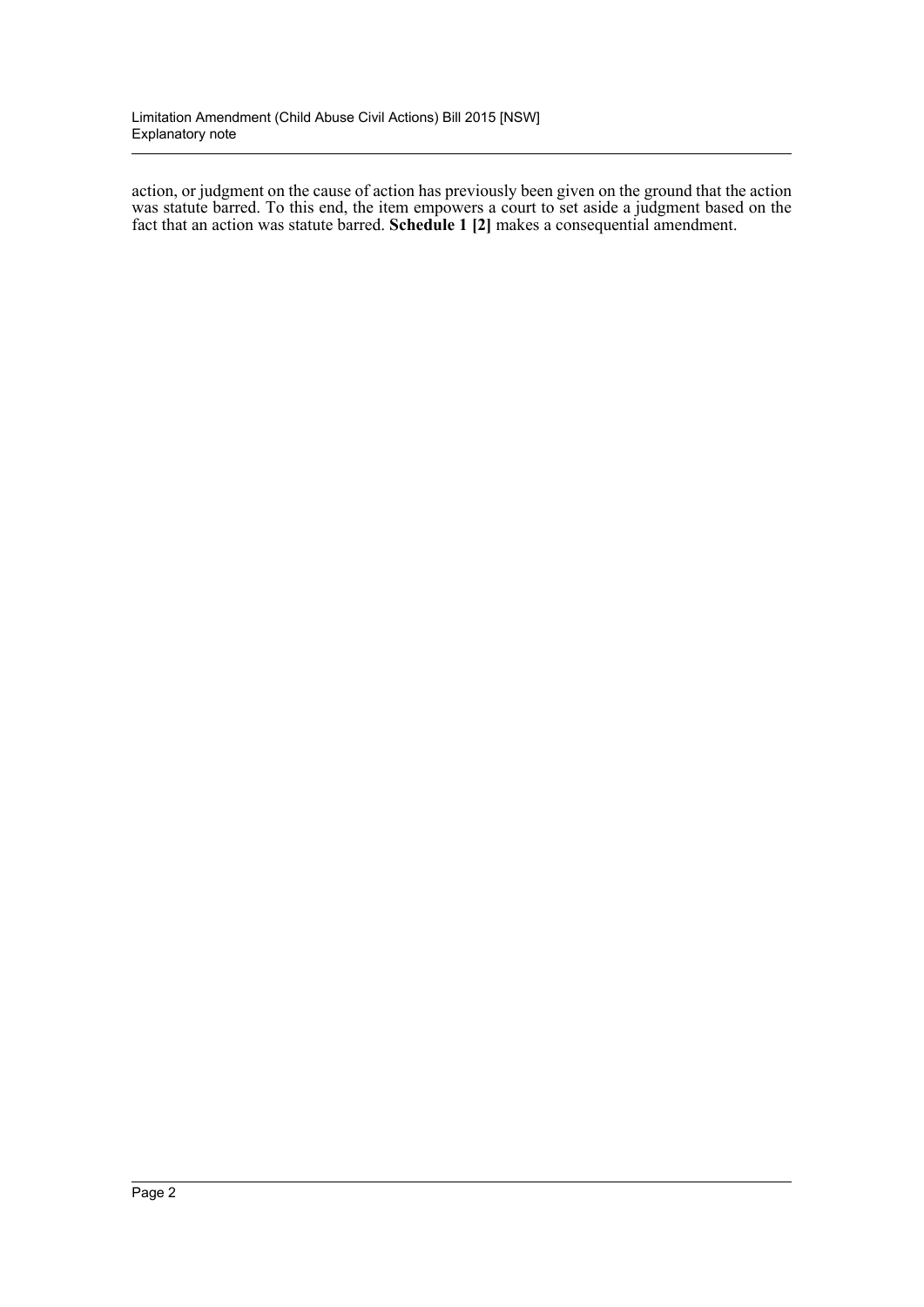action, or judgment on the cause of action has previously been given on the ground that the action was statute barred. To this end, the item empowers a court to set aside a judgment based on the fact that an action was statute barred. **Schedule 1 [2]** makes a consequential amendment.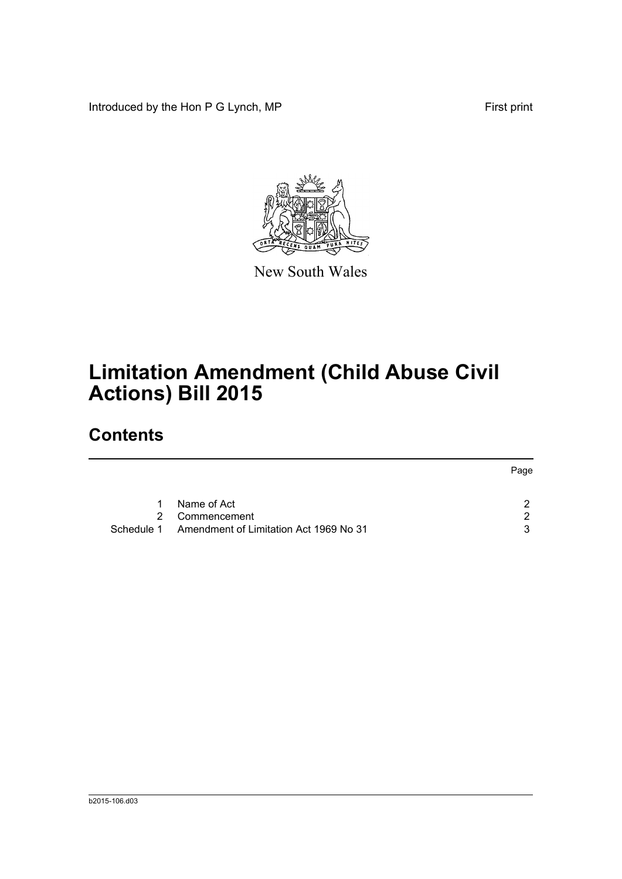Introduced by the Hon P G Lynch, MP First print

New South Wales

# Limitation Amendment (Child Abuse Civil Actions) Bill 2015

## Contents

| | | Page |
|---|---|---|
| 1 | Name of Act | 2 |
| 2 | Commencement | 2 |
| Schedule 1 | Amendment of Limitation Act 1969 No 31 | 3 |

b2015-106.d03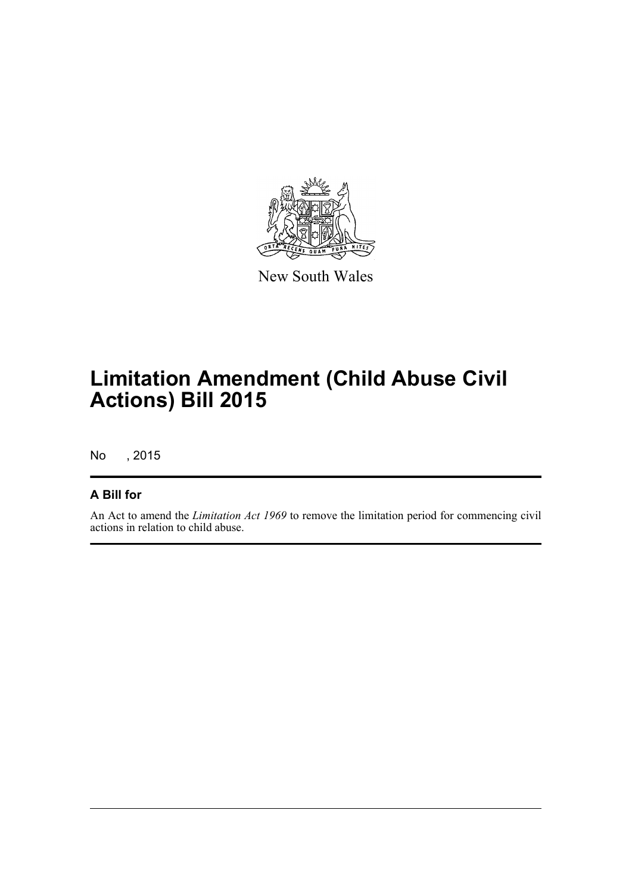New South Wales

# Limitation Amendment (Child Abuse Civil Actions) Bill 2015

No , 2015

### A Bill for

An Act to amend the *Limitation Act 1969* to remove the limitation period for commencing civil actions in relation to child abuse.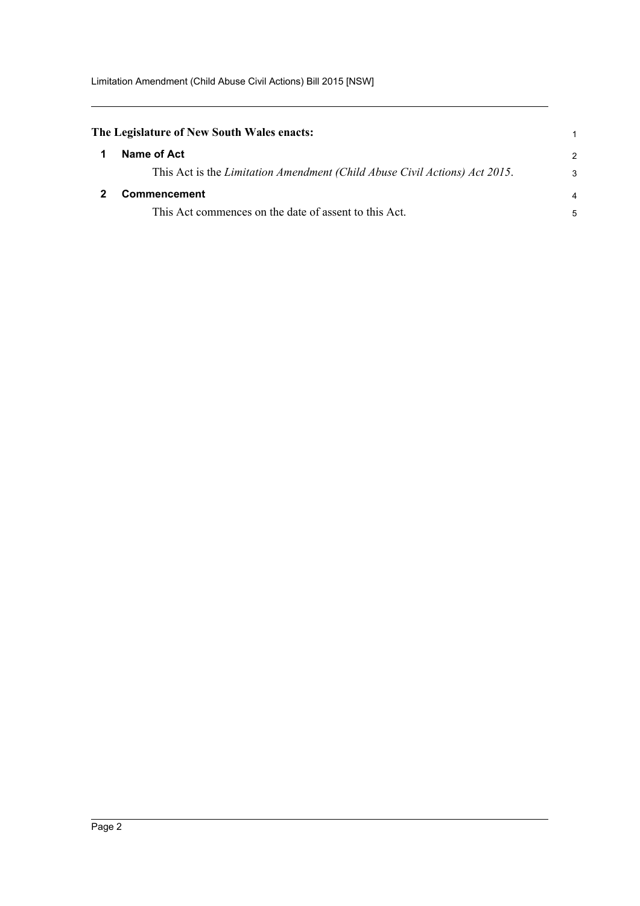**The Legislature of New South Wales enacts:**

## 1 Name of Act

This Act is the *Limitation Amendment (Child Abuse Civil Actions) Act 2015*.

## 2 Commencement

This Act commences on the date of assent to this Act.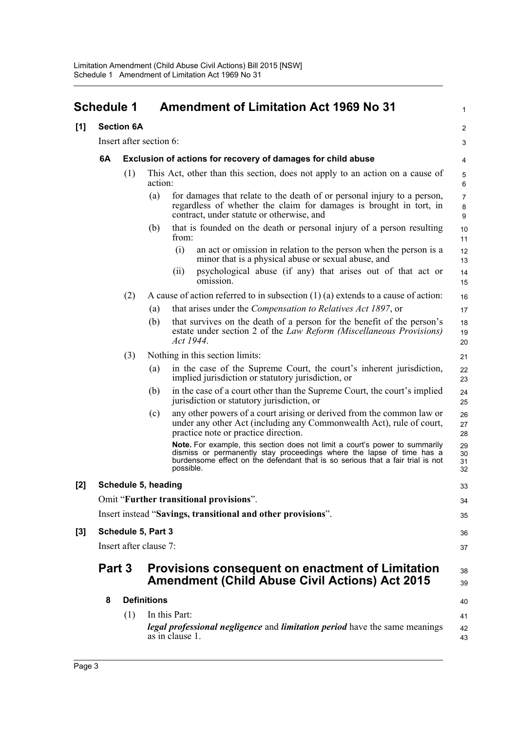# Schedule 1 Amendment of Limitation Act 1969 No 31

**[1] Section 6A**

Insert after section 6:

### 6A Exclusion of actions for recovery of damages for child abuse

(1) This Act, other than this section, does not apply to an action on a cause of action:

(a) for damages that relate to the death of or personal injury to a person, regardless of whether the claim for damages is brought in tort, in contract, under statute or otherwise, and

(b) that is founded on the death or personal injury of a person resulting from:

(i) an act or omission in relation to the person when the person is a minor that is a physical abuse or sexual abuse, and

(ii) psychological abuse (if any) that arises out of that act or omission.

(2) A cause of action referred to in subsection (1) (a) extends to a cause of action:

(a) that arises under the *Compensation to Relatives Act 1897*, or

(b) that survives on the death of a person for the benefit of the person's estate under section 2 of the *Law Reform (Miscellaneous Provisions) Act 1944*.

(3) Nothing in this section limits:

(a) in the case of the Supreme Court, the court's inherent jurisdiction, implied jurisdiction or statutory jurisdiction, or

(b) in the case of a court other than the Supreme Court, the court's implied jurisdiction or statutory jurisdiction, or

(c) any other powers of a court arising or derived from the common law or under any other Act (including any Commonwealth Act), rule of court, practice note or practice direction.

**Note.** For example, this section does not limit a court's power to summarily dismiss or permanently stay proceedings where the lapse of time has a burdensome effect on the defendant that is so serious that a fair trial is not possible.

**[2] Schedule 5, heading**

Omit "**Further transitional provisions**".

Insert instead "**Savings, transitional and other provisions**".

**[3] Schedule 5, Part 3**

Insert after clause 7:

## Part 3 Provisions consequent on enactment of Limitation Amendment (Child Abuse Civil Actions) Act 2015

### 8 Definitions

(1) In this Part:

***legal professional negligence*** and ***limitation period*** have the same meanings as in clause 1.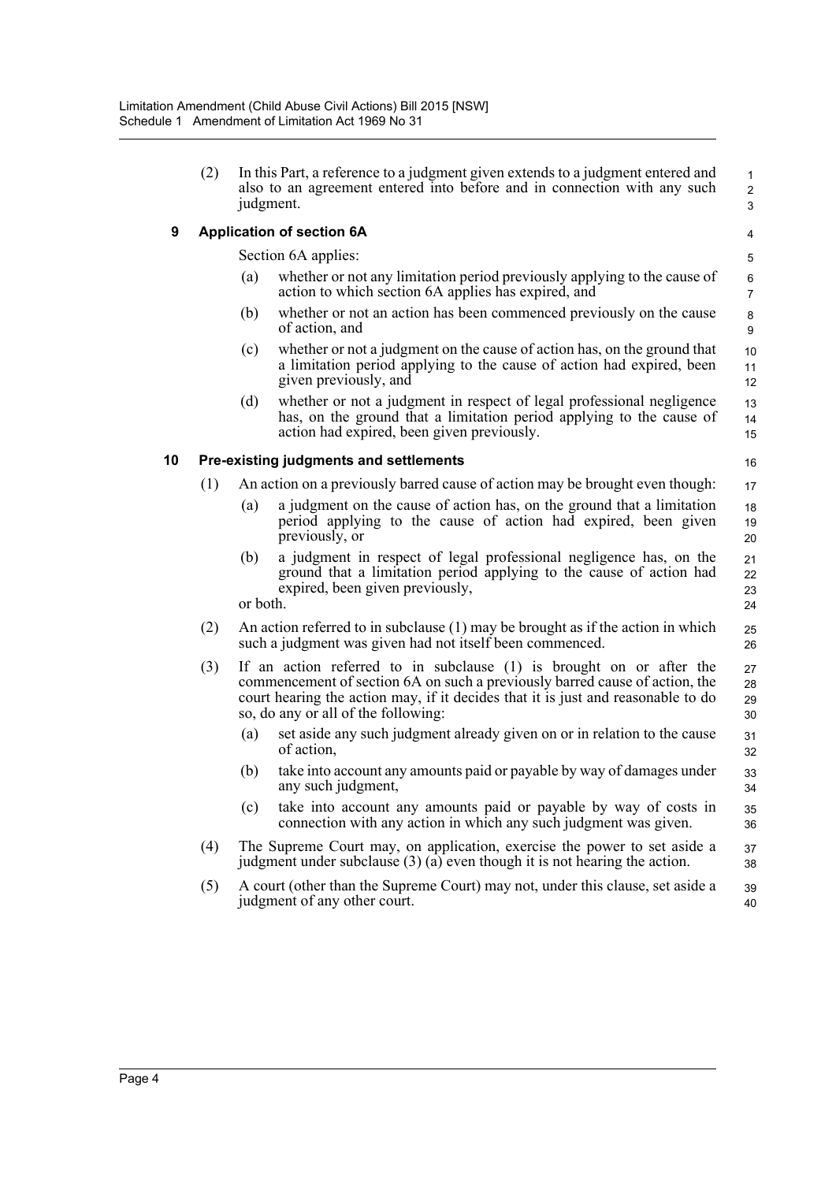(2) In this Part, a reference to a judgment given extends to a judgment entered and also to an agreement entered into before and in connection with any such judgment.

### 9 Application of section 6A

Section 6A applies:

(a) whether or not any limitation period previously applying to the cause of action to which section 6A applies has expired, and

(b) whether or not an action has been commenced previously on the cause of action, and

(c) whether or not a judgment on the cause of action has, on the ground that a limitation period applying to the cause of action had expired, been given previously, and

(d) whether or not a judgment in respect of legal professional negligence has, on the ground that a limitation period applying to the cause of action had expired, been given previously.

### 10 Pre-existing judgments and settlements

(1) An action on a previously barred cause of action may be brought even though:

(a) a judgment on the cause of action has, on the ground that a limitation period applying to the cause of action had expired, been given previously, or

(b) a judgment in respect of legal professional negligence has, on the ground that a limitation period applying to the cause of action had expired, been given previously,

or both.

(2) An action referred to in subclause (1) may be brought as if the action in which such a judgment was given had not itself been commenced.

(3) If an action referred to in subclause (1) is brought on or after the commencement of section 6A on such a previously barred cause of action, the court hearing the action may, if it decides that it is just and reasonable to do so, do any or all of the following:

(a) set aside any such judgment already given on or in relation to the cause of action,

(b) take into account any amounts paid or payable by way of damages under any such judgment,

(c) take into account any amounts paid or payable by way of costs in connection with any action in which any such judgment was given.

(4) The Supreme Court may, on application, exercise the power to set aside a judgment under subclause (3) (a) even though it is not hearing the action.

(5) A court (other than the Supreme Court) may not, under this clause, set aside a judgment of any other court.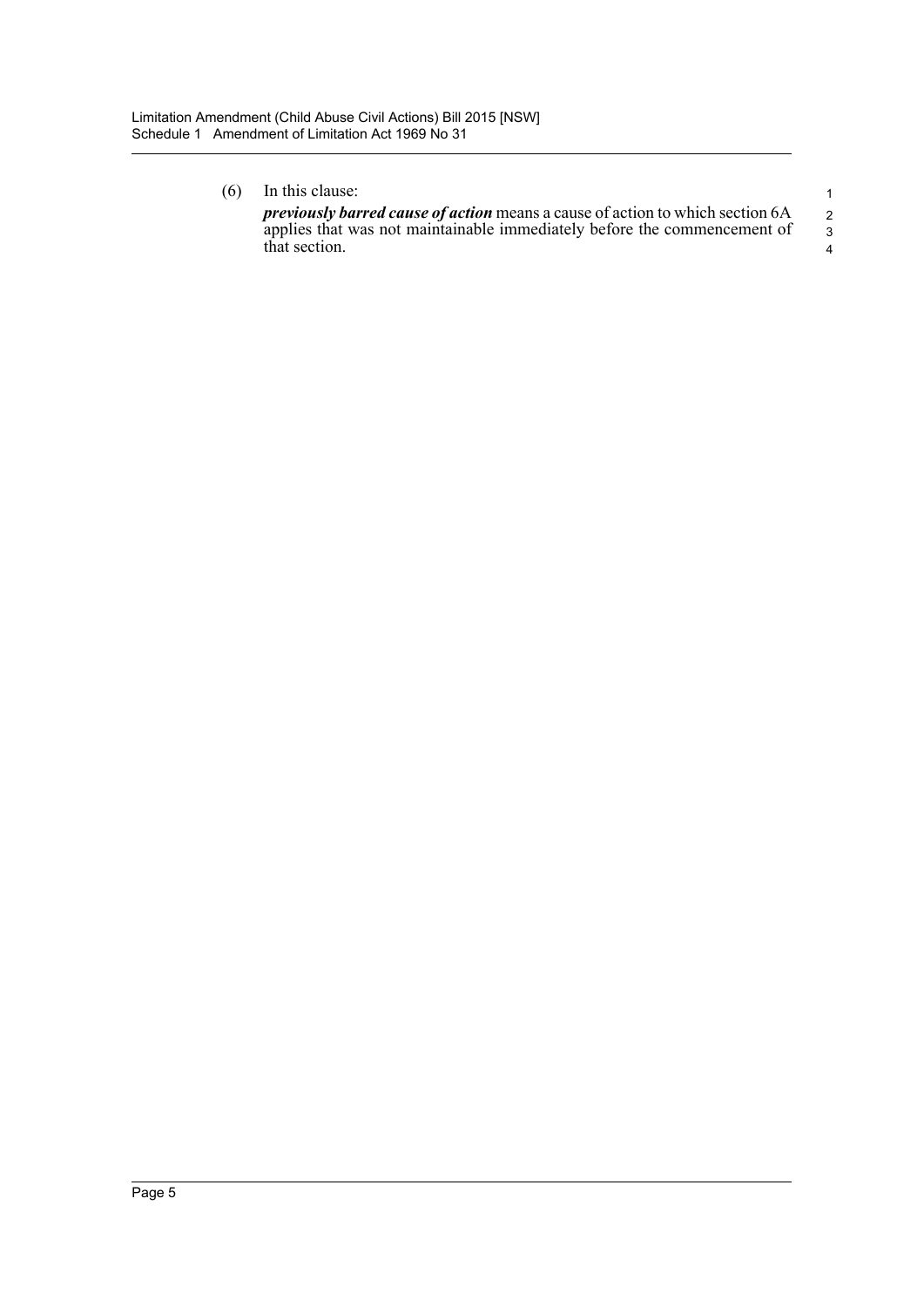(6) In this clause:

***previously barred cause of action*** means a cause of action to which section 6A applies that was not maintainable immediately before the commencement of that section.